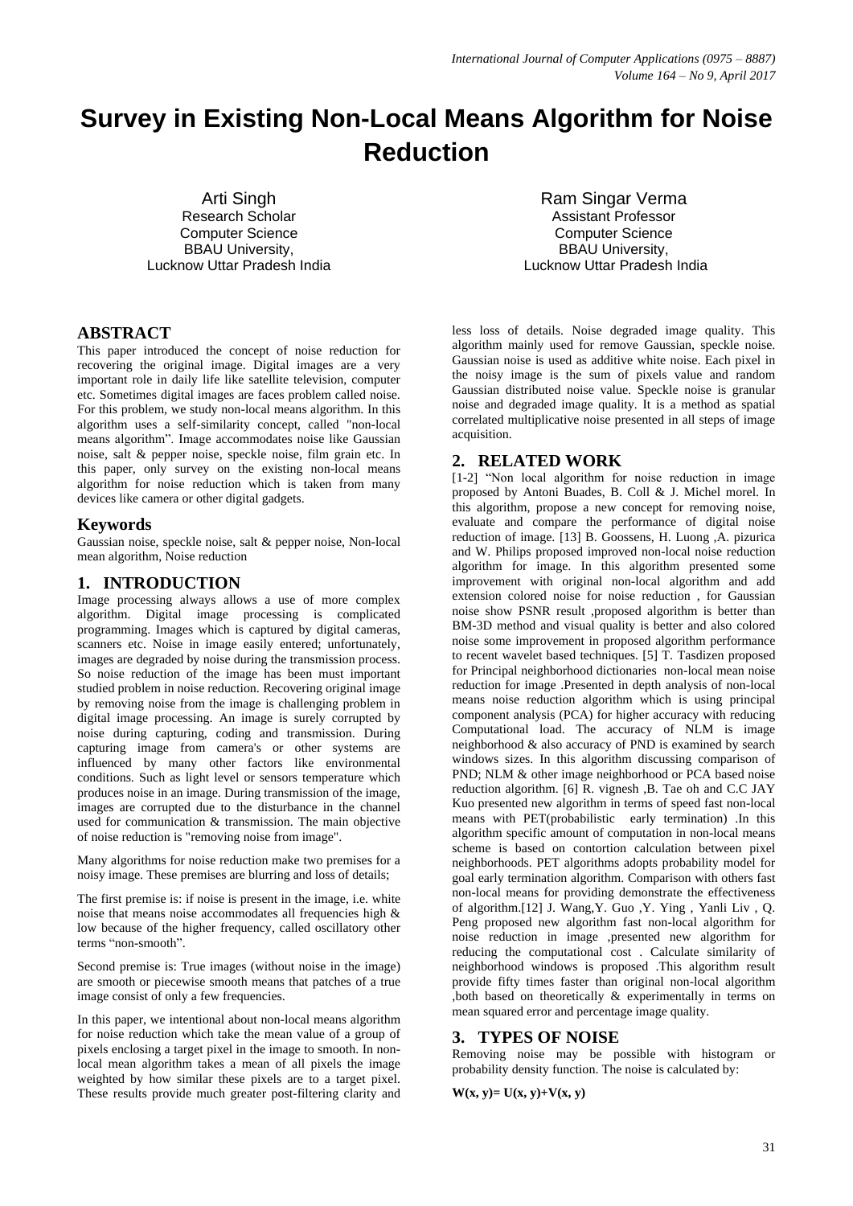# Survey in Existing Non-Local Means Algorithm for Noise Reduction

Arti Singh
Research Scholar
Computer Science
BBAU University,
Lucknow Uttar Pradesh India

Ram Singar Verma
Assistant Professor
Computer Science
BBAU University,
Lucknow Uttar Pradesh India

## ABSTRACT

This paper introduced the concept of noise reduction for recovering the original image. Digital images are a very important role in daily life like satellite television, computer etc. Sometimes digital images are faces problem called noise. For this problem, we study non-local means algorithm. In this algorithm uses a self-similarity concept, called "non-local means algorithm". Image accommodates noise like Gaussian noise, salt & pepper noise, speckle noise, film grain etc. In this paper, only survey on the existing non-local means algorithm for noise reduction which is taken from many devices like camera or other digital gadgets.

## Keywords

Gaussian noise, speckle noise, salt & pepper noise, Non-local mean algorithm, Noise reduction

## 1. INTRODUCTION

Image processing always allows a use of more complex algorithm. Digital image processing is complicated programming. Images which is captured by digital cameras, scanners etc. Noise in image easily entered; unfortunately, images are degraded by noise during the transmission process. So noise reduction of the image has been must important studied problem in noise reduction. Recovering original image by removing noise from the image is challenging problem in digital image processing. An image is surely corrupted by noise during capturing, coding and transmission. During capturing image from camera's or other systems are influenced by many other factors like environmental conditions. Such as light level or sensors temperature which produces noise in an image. During transmission of the image, images are corrupted due to the disturbance in the channel used for communication & transmission. The main objective of noise reduction is "removing noise from image".

Many algorithms for noise reduction make two premises for a noisy image. These premises are blurring and loss of details;

The first premise is: if noise is present in the image, i.e. white noise that means noise accommodates all frequencies high & low because of the higher frequency, called oscillatory other terms "non-smooth".

Second premise is: True images (without noise in the image) are smooth or piecewise smooth means that patches of a true image consist of only a few frequencies.

In this paper, we intentional about non-local means algorithm for noise reduction which take the mean value of a group of pixels enclosing a target pixel in the image to smooth. In non-local mean algorithm takes a mean of all pixels the image weighted by how similar these pixels are to a target pixel. These results provide much greater post-filtering clarity and less loss of details. Noise degraded image quality. This algorithm mainly used for remove Gaussian, speckle noise. Gaussian noise is used as additive white noise. Each pixel in the noisy image is the sum of pixels value and random Gaussian distributed noise value. Speckle noise is granular noise and degraded image quality. It is a method as spatial correlated multiplicative noise presented in all steps of image acquisition.

## 2. RELATED WORK

[1-2] "Non local algorithm for noise reduction in image proposed by Antoni Buades, B. Coll & J. Michel morel. In this algorithm, propose a new concept for removing noise, evaluate and compare the performance of digital noise reduction of image. [13] B. Goossens, H. Luong ,A. pizurica and W. Philips proposed improved non-local noise reduction algorithm for image. In this algorithm presented some improvement with original non-local algorithm and add extension colored noise for noise reduction , for Gaussian noise show PSNR result ,proposed algorithm is better than BM-3D method and visual quality is better and also colored noise some improvement in proposed algorithm performance to recent wavelet based techniques. [5] T. Tasdizen proposed for Principal neighborhood dictionaries non-local mean noise reduction for image .Presented in depth analysis of non-local means noise reduction algorithm which is using principal component analysis (PCA) for higher accuracy with reducing Computational load. The accuracy of NLM is image neighborhood & also accuracy of PND is examined by search windows sizes. In this algorithm discussing comparison of PND; NLM & other image neighborhood or PCA based noise reduction algorithm. [6] R. vignesh ,B. Tae oh and C.C JAY Kuo presented new algorithm in terms of speed fast non-local means with PET(probabilistic early termination) .In this algorithm specific amount of computation in non-local means scheme is based on contortion calculation between pixel neighborhoods. PET algorithms adopts probability model for goal early termination algorithm. Comparison with others fast non-local means for providing demonstrate the effectiveness of algorithm.[12] J. Wang,Y. Guo ,Y. Ying , Yanli Liv , Q. Peng proposed new algorithm fast non-local algorithm for noise reduction in image ,presented new algorithm for reducing the computational cost . Calculate similarity of neighborhood windows is proposed .This algorithm result provide fifty times faster than original non-local algorithm ,both based on theoretically & experimentally in terms on mean squared error and percentage image quality.

## 3. TYPES OF NOISE

Removing noise may be possible with histogram or probability density function. The noise is calculated by:

$$W(x, y)= U(x, y)+V(x, y)$$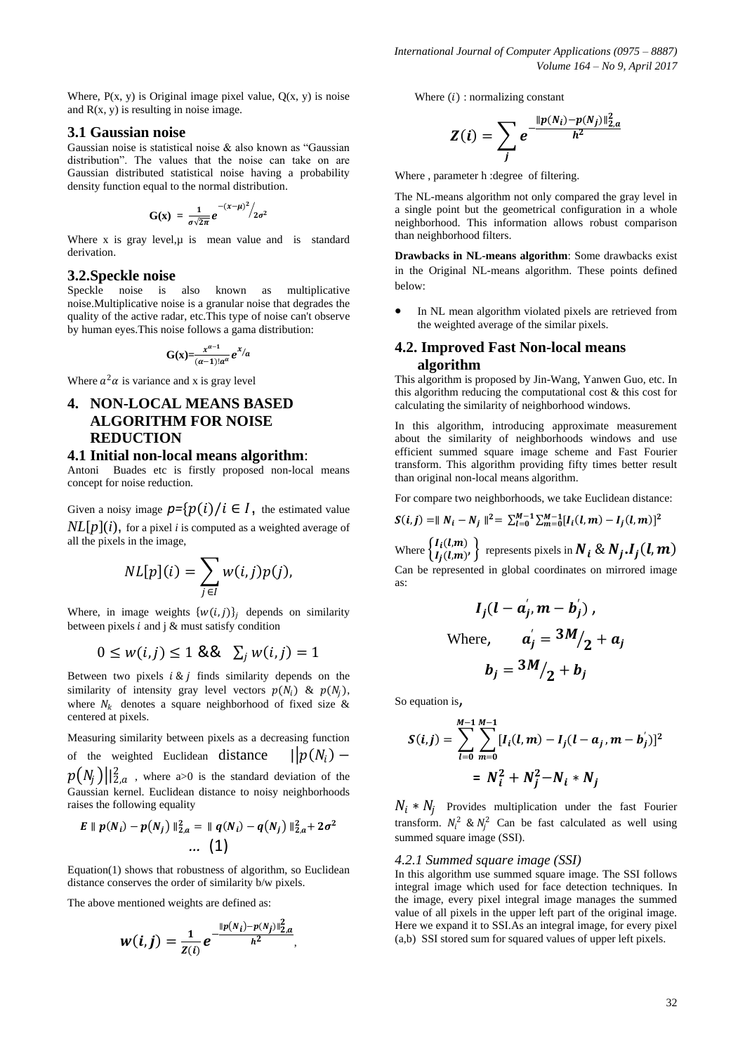Where, P(x, y) is Original image pixel value, Q(x, y) is noise and R(x, y) is resulting in noise image.

### 3.1 Gaussian noise

Gaussian noise is statistical noise & also known as "Gaussian distribution". The values that the noise can take on are Gaussian distributed statistical noise having a probability density function equal to the normal distribution.

$$\mathbf{G(x)} = \frac{1}{\sigma\sqrt{2\pi}} e^{-(x-\mu)^2 / 2\sigma^2}$$

Where x is gray level,μ is mean value and is standard derivation.

### 3.2.Speckle noise

Speckle noise is also known as multiplicative noise.Multiplicative noise is a granular noise that degrades the quality of the active radar, etc.This type of noise can't observe by human eyes.This noise follows a gama distribution:

$$\mathbf{G(x)} = \frac{x^{\alpha-1}}{(\alpha-1)!a^{\alpha}} e^{x/a}$$

Where $a^2\alpha$ is variance and x is gray level

## 4. NON-LOCAL MEANS BASED ALGORITHM FOR NOISE REDUCTION

### 4.1 Initial non-local means algorithm:

Antoni Buades etc is firstly proposed non-local means concept for noise reduction.

Given a noisy image $p=\{p(i)/i \in I$, the estimated value $NL[p](i)$, for a pixel $i$ is computed as a weighted average of all the pixels in the image,

$$NL[p](i) = \sum_{j \in I} w(i,j)p(j),$$

Where, in image weights $\{w(i,j)\}_j$ depends on similarity between pixels $i$ and j & must satisfy condition

$$0 \leq w(i,j) \leq 1 \;\&\&\; \sum_j w(i,j) = 1$$

Between two pixels $i$ & $j$ finds similarity depends on the similarity of intensity gray level vectors $p(N_i)$ & $p(N_j)$, where $N_k$ denotes a square neighborhood of fixed size & centered at pixels.

Measuring similarity between pixels as a decreasing function of the weighted Euclidean distance $||p(N_i) - p(N_j)||_{2,a}^2$ , where a>0 is the standard deviation of the Gaussian kernel. Euclidean distance to noisy neighborhoods raises the following equality

$$\boldsymbol{E} \parallel \boldsymbol{p}(N_i) - \boldsymbol{p}(N_j) \parallel_{2,a}^2 = \parallel \boldsymbol{q}(N_i) - \boldsymbol{q}(N_j) \parallel_{2,a}^2 + 2\sigma^2 \quad \ldots \;(1)$$

Equation(1) shows that robustness of algorithm, so Euclidean distance conserves the order of similarity b/w pixels.

The above mentioned weights are defined as:

$$\boldsymbol{w}(\boldsymbol{i},\boldsymbol{j}) = \frac{1}{Z(i)} e^{-\frac{\|p(N_i)-p(N_j)\|_{2,a}^2}{h^2}},$$

Where $(i)$ : normalizing constant

$$\boldsymbol{Z}(\boldsymbol{i}) = \sum_j e^{-\frac{\|p(N_i)-p(N_j)\|_{2,a}^2}{h^2}}$$

Where , parameter h :degree of filtering.

The NL-means algorithm not only compared the gray level in a single point but the geometrical configuration in a whole neighborhood. This information allows robust comparison than neighborhood filters.

**Drawbacks in NL-means algorithm**: Some drawbacks exist in the Original NL-means algorithm. These points defined below:

- In NL mean algorithm violated pixels are retrieved from the weighted average of the similar pixels.

### 4.2. Improved Fast Non-local means algorithm

This algorithm is proposed by Jin-Wang, Yanwen Guo, etc. In this algorithm reducing the computational cost & this cost for calculating the similarity of neighborhood windows.

In this algorithm, introducing approximate measurement about the similarity of neighborhoods windows and use efficient summed square image scheme and Fast Fourier transform. This algorithm providing fifty times better result than original non-local means algorithm.

For compare two neighborhoods, we take Euclidean distance:

$$\boldsymbol{S}(\boldsymbol{i},\boldsymbol{j}) = \parallel \boldsymbol{N_i} - \boldsymbol{N_j} \parallel^2 = \sum_{l=0}^{M-1}\sum_{m=0}^{M-1}[\boldsymbol{I_i}(\boldsymbol{l},\boldsymbol{m}) - \boldsymbol{I_j}(\boldsymbol{l},\boldsymbol{m})]^2$$

Where $\left\{\begin{matrix} I_i(l,m) \\ I_j(l,m)' \end{matrix}\right\}$ represents pixels in $\boldsymbol{N_i}$ & $\boldsymbol{N_j}.\boldsymbol{I_j}(\boldsymbol{l},\boldsymbol{m})$ Can be represented in global coordinates on mirrored image as:

$$\boldsymbol{I_j}(\boldsymbol{l} - \boldsymbol{a_j'}, \boldsymbol{m} - \boldsymbol{b_j'}),$$

$$\text{Where,} \quad \boldsymbol{a_j'} = \boldsymbol{3M}/\boldsymbol{2} + \boldsymbol{a_j}$$

$$\boldsymbol{b_j} = \boldsymbol{3M}/\boldsymbol{2} + \boldsymbol{b_j}$$

So equation is,

$$\boldsymbol{S}(\boldsymbol{i},\boldsymbol{j}) = \sum_{l=0}^{M-1}\sum_{m=0}^{M-1}[\boldsymbol{I_i}(\boldsymbol{l},\boldsymbol{m}) - \boldsymbol{I_j}(\boldsymbol{l} - \boldsymbol{a_j}, \boldsymbol{m} - \boldsymbol{b_j'})]^2$$

$$= \boldsymbol{N_i^2} + \boldsymbol{N_j^2} - \boldsymbol{N_i} * \boldsymbol{N_j}$$

$N_i * N_j$ Provides multiplication under the fast Fourier transform. $N_i^2$ & $N_j^2$ Can be fast calculated as well using summed square image (SSI).

#### *4.2.1 Summed square image (SSI)*

In this algorithm use summed square image. The SSI follows integral image which used for face detection techniques. In the image, every pixel integral image manages the summed value of all pixels in the upper left part of the original image. Here we expand it to SSI.As an integral image, for every pixel (a,b) SSI stored sum for squared values of upper left pixels.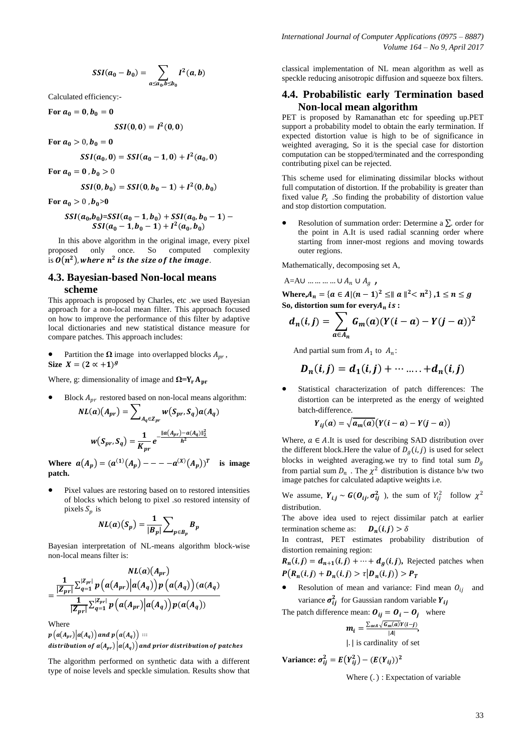$$SSI(a_0 - b_0) = \sum_{a \le a_0, b \le b_0} I^2(a, b)$$

Calculated efficiency:-

**For $a_0 = 0, b_0 = 0$**

$$SSI(0,0) = I^2(0,0)$$

**For $a_0 > 0, b_0 = 0$**

$$SSI(a_0, 0) = SSI(a_0 - 1, 0) + I^2(a_0, 0)$$

**For $a_0 = 0$ , $b_0 > 0$**

$$SSI(0, b_0) = SSI(0, b_0 - 1) + I^2(0, b_0)$$

**For $a_0 > 0$ , $b_0 > 0$**

$$SSI(a_0,b_0) = SSI(a_0 - 1, b_0) + SSI(a_0, b_0 - 1) - SSI(a_0 - 1, b_0 - 1) + I^2(a_0, b_0)$$

In this above algorithm in the original image, every pixel proposed only once. So computed complexity is $O(n^2)$, *where $n^2$ is the size of the image*.

## 4.3. Bayesian-based Non-local means scheme

This approach is proposed by Charles, etc .we used Bayesian approach for a non-local mean filter. This approach focused on how to improve the performance of this filter by adaptive local dictionaries and new statistical distance measure for compare patches. This approach includes:

- Partition the **Ω** image into overlapped blocks $A_{pr}$ , **Size** $X = (2 \propto +1)^g$

Where, g: dimensionality of image and $\Omega = Y_r A_{pr}$

- Block $A_{pr}$ restored based on non-local means algorithm:

$$NL(a)(A_{pr}) = \sum_{A_q \in Z_{pr}} w(S_{pr}, S_q) a(A_q)$$

$$w(S_{pr}, S_q) = \frac{1}{K_{pr}} e^{-\frac{\|a(A_{pr}) - a(A_q)\|_2^2}{h^2}}$$

**Where** $a(A_p) = (a^{(1)}(A_p) - - - - a^{(X)}(A_p))^T$ **is image patch.**

- Pixel values are restoring based on to restored intensities of blocks which belong to pixel .so restored intensity of pixels $S_p$ is

$$NL(a)(S_p) = \frac{1}{|B_p|} \sum_{p \in B_p} B_p$$

Bayesian interpretation of NL-means algorithm block-wise non-local means filter is:

$$NL(a)(A_{pr}) = \frac{\frac{1}{|Z_{pr}|} \sum_{q=1}^{|Z_{pr}|} p\left(a(A_{pr}) \middle| a(A_q)\right) p\left(a(A_q)\right) (a(A_q)}{\frac{1}{|Z_{pr}|} \sum_{q=1}^{|Z_{pr}|} p\left(a(A_{pr}) \middle| a(A_q)\right) p(a(A_q))}$$

Where

$p\left(a(A_{pr}) \middle| a(A_q)\right)$ *and* $p\left(a(A_q)\right)$ ::: *distribution of* $a(A_{pr}) \left| a(A_q)\right)$ *and prior distribution of patches*

The algorithm performed on synthetic data with a different type of noise levels and speckle simulation. Results show that classical implementation of NL mean algorithm as well as speckle reducing anisotropic diffusion and squeeze box filters.

## 4.4. Probabilistic early Termination based Non-local mean algorithm

PET is proposed by Ramanathan etc for speeding up.PET support a probability model to obtain the early termination. If expected distortion value is high to be of significance in weighted averaging, So it is the special case for distortion computation can be stopped/terminated and the corresponding contributing pixel can be rejected.

This scheme used for eliminating dissimilar blocks without full computation of distortion. If the probability is greater than fixed value $P_x$ .So finding the probability of distortion value and stop distortion computation.

- Resolution of summation order: Determine a $\sum$. order for the point in A.It is used radial scanning order where starting from inner-most regions and moving towards outer regions.

Mathematically, decomposing set A,

A=A∪ … … … … ∪ $A_n$ ∪ $A_g$ **,**

**Where,**$A_n = \{a \in A | (n-1)^2 \le \| a \|^2 < n^2\}, 1 \le n \le g$

**So, distortion sum for every**$A_n$ *is* **:**

$$d_n(i,j) = \sum_{a \in A_n} G_m(a)(Y(i-a) - Y(j-a))^2$$

And partial sum from $A_1$ to $A_n$:

$$D_n(i,j) = d_1(i,j) + \cdots \ldots + d_n(i,j)$$

- Statistical characterization of patch differences: The distortion can be interpreted as the energy of weighted batch-difference.

$$Y_{ij}(a) = \sqrt{a_m(a)}\big(Y(i-a) - Y(j-a)\big)$$

Where, $a \in A$.It is used for describing SAD distribution over the different block.Here the value of $D_g(i,j)$ is used for select blocks in weighted averaging.we try to find total sum $D_g$ from partial sum $D_n$ . The $\chi^2$ distribution is distance b/w two image patches for calculated adaptive weights i.e.

We assume, $Y_{i,j} \sim G(O_{ij}, \sigma_{ij}^2)$, the sum of $Y_{ij}^2$ follow $\chi^2$ distribution.

The above idea used to reject dissimilar patch at earlier termination scheme as: $D_n(i,j) > \delta$

In contrast, PET estimates probability distribution of distortion remaining region:

$R_n(i,j) = d_{n+1}(i,j) + \cdots + d_g(i,j)$, Rejected patches when $P\big(R_n(i,j) + D_n(i,j) > \tau \big| D_n(i,j)\big) > P_T$

- Resolution of mean and variance: Find mean $O_{ij}$ and variance $\sigma_{ij}^2$ for Gaussian random variable $Y_{ij}$

The patch difference mean: $O_{ij} = O_i - O_j$ where

$$m_i = \frac{\sum_{a \in A} \sqrt{G_m(a)} Y(i-j)}{|A|},$$

|.| is cardinality of set

**Variance:** $\sigma_{ij}^2 = E(Y_{ij}^2) - (E(Y_{ij}))^2$

Where (.) : Expectation of variable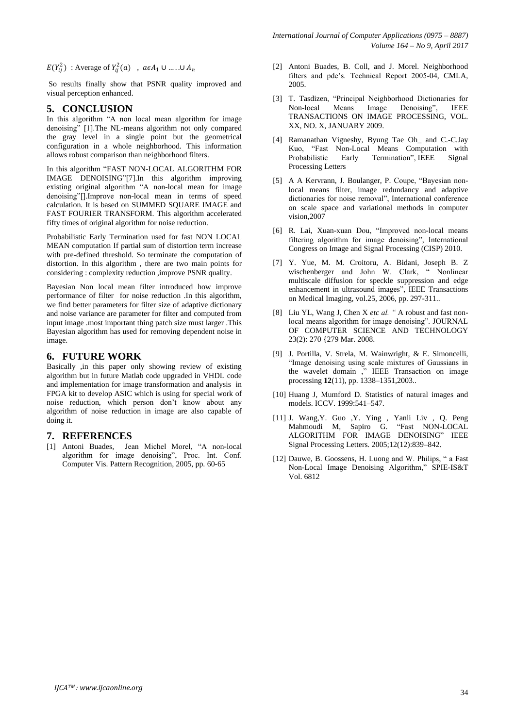$E(Y_{ij}^2)$ : Average of $Y_{ij}^2(a)$ , $a \epsilon A_1 \cup \ldots \cup A_n$

So results finally show that PSNR quality improved and visual perception enhanced.

## 5. CONCLUSION

In this algorithm "A non local mean algorithm for image denoising" [1].The NL-means algorithm not only compared the gray level in a single point but the geometrical configuration in a whole neighborhood. This information allows robust comparison than neighborhood filters.

In this algorithm "FAST NON-LOCAL ALGORITHM FOR IMAGE DENOISING"[7].In this algorithm improving existing original algorithm "A non-local mean for image denoising"[].Improve non-local mean in terms of speed calculation. It is based on SUMMED SQUARE IMAGE and FAST FOURIER TRANSFORM. This algorithm accelerated fifty times of original algorithm for noise reduction.

Probabilistic Early Termination used for fast NON LOCAL MEAN computation If partial sum of distortion term increase with pre-defined threshold. So terminate the computation of distortion. In this algorithm , there are two main points for considering : complexity reduction ,improve PSNR quality.

Bayesian Non local mean filter introduced how improve performance of filter for noise reduction .In this algorithm, we find better parameters for filter size of adaptive dictionary and noise variance are parameter for filter and computed from input image .most important thing patch size must larger .This Bayesian algorithm has used for removing dependent noise in image.

## 6. FUTURE WORK

Basically ,in this paper only showing review of existing algorithm but in future Matlab code upgraded in VHDL code and implementation for image transformation and analysis in FPGA kit to develop ASIC which is using for special work of noise reduction, which person don't know about any algorithm of noise reduction in image are also capable of doing it.

## 7. REFERENCES

[1] Antoni Buades, Jean Michel Morel, "A non-local algorithm for image denoising", Proc. Int. Conf. Computer Vis. Pattern Recognition, 2005, pp. 60-65

[2] Antoni Buades, B. Coll, and J. Morel. Neighborhood filters and pde's. Technical Report 2005-04, CMLA, 2005.

[3] T. Tasdizen, "Principal Neighborhood Dictionaries for Non-local Means Image Denoising", IEEE TRANSACTIONS ON IMAGE PROCESSING, VOL. XX, NO. X, JANUARY 2009.

[4] Ramanathan Vigneshy, Byung Tae Oh_ and C.-C.Jay Kuo, "Fast Non-Local Means Computation with Probabilistic Early Termination", IEEE Signal Processing Letters

[5] A A Kervrann, J. Boulanger, P. Coupe, "Bayesian non-local means filter, image redundancy and adaptive dictionaries for noise removal", International conference on scale space and variational methods in computer vision,2007

[6] R. Lai, Xuan-xuan Dou, "Improved non-local means filtering algorithm for image denoising", International Congress on Image and Signal Processing (CISP) 2010.

[7] Y. Yue, M. M. Croitoru, A. Bidani, Joseph B. Z wischenberger and John W. Clark, " Nonlinear multiscale diffusion for speckle suppression and edge enhancement in ultrasound images", IEEE Transactions on Medical Imaging, vol.25, 2006, pp. 297-311..

[8] Liu YL, Wang J, Chen X *etc al. "* A robust and fast non-local means algorithm for image denoising". JOURNAL OF COMPUTER SCIENCE AND TECHNOLOGY 23(2): 270 {279 Mar. 2008.

[9] J. Portilla, V. Strela, M. Wainwright, & E. Simoncelli, "Image denoising using scale mixtures of Gaussians in the wavelet domain ," IEEE Transaction on image processing **12**(11), pp. 1338–1351,2003..

[10] Huang J, Mumford D. Statistics of natural images and models. ICCV. 1999:541–547.

[11] J. Wang,Y. Guo ,Y. Ying , Yanli Liv , Q. Peng Mahmoudi M, Sapiro G. "Fast NON-LOCAL ALGORITHM FOR IMAGE DENOISING" IEEE Signal Processing Letters. 2005;12(12):839–842.

[12] Dauwe, B. Goossens, H. Luong and W. Philips, " a Fast Non-Local Image Denoising Algorithm," SPIE-IS&T Vol. 6812